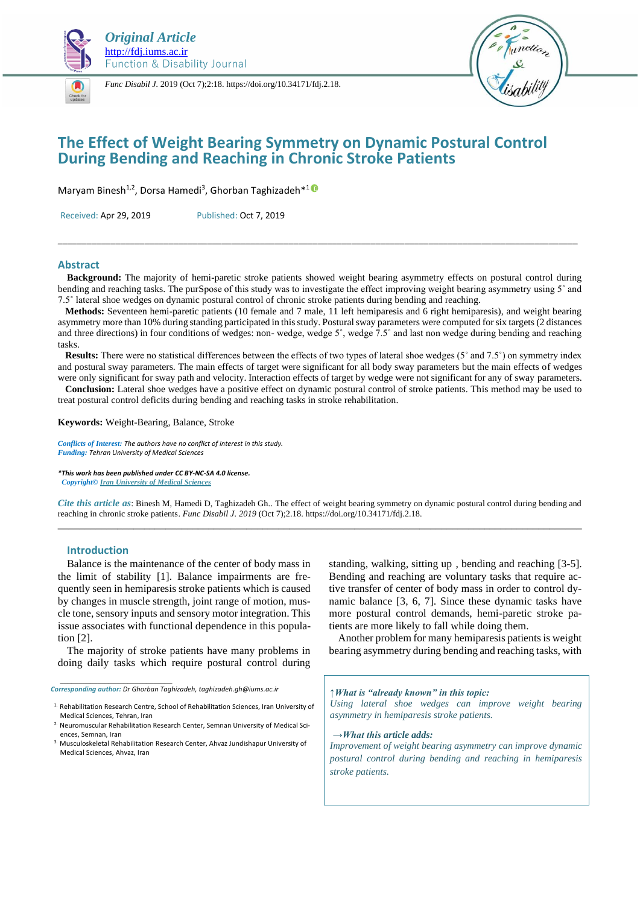*Original Article*
http://fdj.iums.ac.ir
Function & Disability Journal

*Func Disabil J.* 2019 (Oct 7);2:18. https://doi.org/10.34171/fdj.2.18.

# The Effect of Weight Bearing Symmetry on Dynamic Postural Control During Bending and Reaching in Chronic Stroke Patients

Maryam Binesh[1,2], Dorsa Hamedi[3], Ghorban Taghizadeh*[1]

Received: Apr 29, 2019    Published: Oct 7, 2019

## Abstract

**Background:** The majority of hemi-paretic stroke patients showed weight bearing asymmetry effects on postural control during bending and reaching tasks. The purSpose of this study was to investigate the effect improving weight bearing asymmetry using 5˚ and 7.5˚ lateral shoe wedges on dynamic postural control of chronic stroke patients during bending and reaching.

**Methods:** Seventeen hemi-paretic patients (10 female and 7 male, 11 left hemiparesis and 6 right hemiparesis), and weight bearing asymmetry more than 10% during standing participated in this study. Postural sway parameters were computed for six targets (2 distances and three directions) in four conditions of wedges: non- wedge, wedge 5˚, wedge 7.5˚ and last non wedge during bending and reaching tasks.

**Results:** There were no statistical differences between the effects of two types of lateral shoe wedges (5˚ and 7.5˚) on symmetry index and postural sway parameters. The main effects of target were significant for all body sway parameters but the main effects of wedges were only significant for sway path and velocity. Interaction effects of target by wedge were not significant for any of sway parameters.

**Conclusion:** Lateral shoe wedges have a positive effect on dynamic postural control of stroke patients. This method may be used to treat postural control deficits during bending and reaching tasks in stroke rehabilitation.

**Keywords:** Weight-Bearing, Balance, Stroke

*Conflicts of Interest: The authors have no conflict of interest in this study.*
*Funding: Tehran University of Medical Sciences*

***This work has been published under CC BY-NC-SA 4.0 license.**
*Copyright©* Iran University of Medical Sciences

*Cite this article as*: Binesh M, Hamedi D, Taghizadeh Gh.. The effect of weight bearing symmetry on dynamic postural control during bending and reaching in chronic stroke patients. *Func Disabil J. 2019* (Oct 7);2.18. https://doi.org/10.34171/fdj.2.18.

## Introduction

Balance is the maintenance of the center of body mass in the limit of stability [1]. Balance impairments are frequently seen in hemiparesis stroke patients which is caused by changes in muscle strength, joint range of motion, muscle tone, sensory inputs and sensory motor integration. This issue associates with functional dependence in this population [2].

The majority of stroke patients have many problems in doing daily tasks which require postural control during standing, walking, sitting up , bending and reaching [3-5]. Bending and reaching are voluntary tasks that require active transfer of center of body mass in order to control dynamic balance [3, 6, 7]. Since these dynamic tasks have more postural control demands, hemi-paretic stroke patients are more likely to fall while doing them.

Another problem for many hemiparesis patients is weight bearing asymmetry during bending and reaching tasks, with

*↑What is "already known" in this topic:*
*Using lateral shoe wedges can improve weight bearing asymmetry in hemiparesis stroke patients.*

*→What this article adds:*
*Improvement of weight bearing asymmetry can improve dynamic postural control during bending and reaching in hemiparesis stroke patients.*

*Corresponding author: Dr Ghorban Taghizadeh, taghizadeh.gh@iums.ac.ir*

1. Rehabilitation Research Centre, School of Rehabilitation Sciences, Iran University of Medical Sciences, Tehran, Iran
2. Neuromuscular Rehabilitation Research Center, Semnan University of Medical Sciences, Semnan, Iran
3. Musculoskeletal Rehabilitation Research Center, Ahvaz Jundishapur University of Medical Sciences, Ahvaz, Iran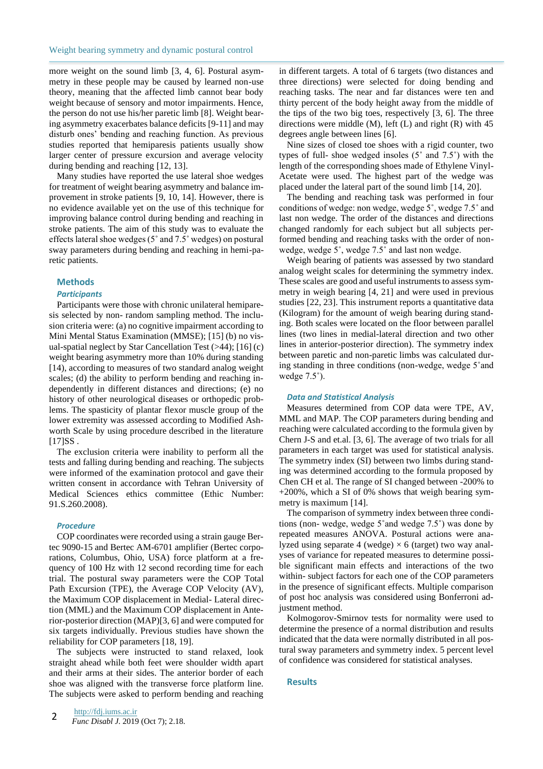more weight on the sound limb [3, 4, 6]. Postural asymmetry in these people may be caused by learned non-use theory, meaning that the affected limb cannot bear body weight because of sensory and motor impairments. Hence, the person do not use his/her paretic limb [8]. Weight bearing asymmetry exacerbates balance deficits [9-11] and may disturb ones' bending and reaching function. As previous studies reported that hemiparesis patients usually show larger center of pressure excursion and average velocity during bending and reaching [12, 13].

Many studies have reported the use lateral shoe wedges for treatment of weight bearing asymmetry and balance improvement in stroke patients [9, 10, 14]. However, there is no evidence available yet on the use of this technique for improving balance control during bending and reaching in stroke patients. The aim of this study was to evaluate the effects lateral shoe wedges (5˚ and 7.5˚ wedges) on postural sway parameters during bending and reaching in hemi-paretic patients.

## Methods

### *Participants*

Participants were those with chronic unilateral hemiparesis selected by non- random sampling method. The inclusion criteria were: (a) no cognitive impairment according to Mini Mental Status Examination (MMSE); [15] (b) no visual-spatial neglect by Star Cancellation Test (>44); [16] (c) weight bearing asymmetry more than 10% during standing [14], according to measures of two standard analog weight scales; (d) the ability to perform bending and reaching independently in different distances and directions; (e) no history of other neurological diseases or orthopedic problems. The spasticity of plantar flexor muscle group of the lower extremity was assessed according to Modified Ashworth Scale by using procedure described in the literature [17]SS .

The exclusion criteria were inability to perform all the tests and falling during bending and reaching. The subjects were informed of the examination protocol and gave their written consent in accordance with Tehran University of Medical Sciences ethics committee (Ethic Number: 91.S.260.2008).

### *Procedure*

COP coordinates were recorded using a strain gauge Bertec 9090-15 and Bertec AM-6701 amplifier (Bertec corporations, Columbus, Ohio, USA) force platform at a frequency of 100 Hz with 12 second recording time for each trial. The postural sway parameters were the COP Total Path Excursion (TPE), the Average COP Velocity (AV), the Maximum COP displacement in Medial- Lateral direction (MML) and the Maximum COP displacement in Anterior-posterior direction (MAP)[3, 6] and were computed for six targets individually. Previous studies have shown the reliability for COP parameters [18, 19].

The subjects were instructed to stand relaxed, look straight ahead while both feet were shoulder width apart and their arms at their sides. The anterior border of each shoe was aligned with the transverse force platform line. The subjects were asked to perform bending and reaching in different targets. A total of 6 targets (two distances and three directions) were selected for doing bending and reaching tasks. The near and far distances were ten and thirty percent of the body height away from the middle of the tips of the two big toes, respectively [3, 6]. The three directions were middle (M), left (L) and right (R) with 45 degrees angle between lines [6].

Nine sizes of closed toe shoes with a rigid counter, two types of full- shoe wedged insoles (5˚ and 7.5˚) with the length of the corresponding shoes made of Ethylene Vinyl-Acetate were used. The highest part of the wedge was placed under the lateral part of the sound limb [14, 20].

The bending and reaching task was performed in four conditions of wedge: non wedge, wedge 5˚, wedge 7.5˚ and last non wedge. The order of the distances and directions changed randomly for each subject but all subjects performed bending and reaching tasks with the order of non-wedge, wedge 5˚, wedge 7.5˚ and last non wedge.

Weigh bearing of patients was assessed by two standard analog weight scales for determining the symmetry index. These scales are good and useful instruments to assess symmetry in weigh bearing [4, 21] and were used in previous studies [22, 23]. This instrument reports a quantitative data (Kilogram) for the amount of weigh bearing during standing. Both scales were located on the floor between parallel lines (two lines in medial-lateral direction and two other lines in anterior-posterior direction). The symmetry index between paretic and non-paretic limbs was calculated during standing in three conditions (non-wedge, wedge 5˚and wedge 7.5˚).

### *Data and Statistical Analysis*

Measures determined from COP data were TPE, AV, MML and MAP. The COP parameters during bending and reaching were calculated according to the formula given by Chern J-S and et.al. [3, 6]. The average of two trials for all parameters in each target was used for statistical analysis. The symmetry index (SI) between two limbs during standing was determined according to the formula proposed by Chen CH et al. The range of SI changed between -200% to +200%, which a SI of 0% shows that weigh bearing symmetry is maximum [14].

The comparison of symmetry index between three conditions (non- wedge, wedge 5˚and wedge 7.5˚) was done by repeated measures ANOVA. Postural actions were analyzed using separate 4 (wedge) × 6 (target) two way analyses of variance for repeated measures to determine possible significant main effects and interactions of the two within- subject factors for each one of the COP parameters in the presence of significant effects. Multiple comparison of post hoc analysis was considered using Bonferroni adjustment method.

Kolmogorov-Smirnov tests for normality were used to determine the presence of a normal distribution and results indicated that the data were normally distributed in all postural sway parameters and symmetry index. 5 percent level of confidence was considered for statistical analyses.

## Results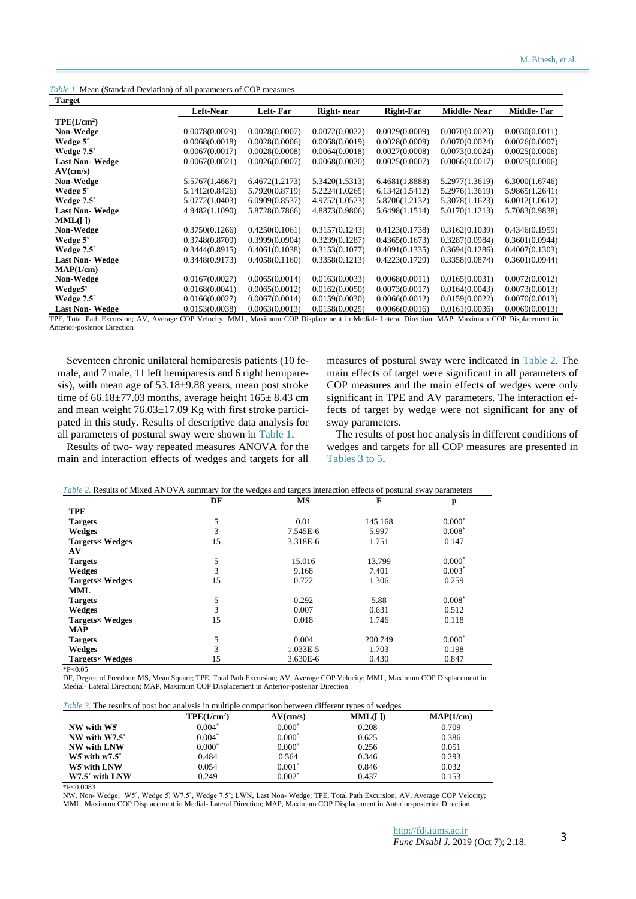*Table 1.* Mean (Standard Deviation) of all parameters of COP measures

| Target | Left-Near | Left- Far | Right- near | Right-Far | Middle- Near | Middle- Far |
|---|---|---|---|---|---|---|
| **TPE($1/cm^2$)** | | | | | | |
| **Non-Wedge** | 0.0078(0.0029) | 0.0028(0.0007) | 0.0072(0.0022) | 0.0029(0.0009) | 0.0070(0.0020) | 0.0030(0.0011) |
| **Wedge 5°** | 0.0068(0.0018) | 0.0028(0.0006) | 0.0068(0.0019) | 0.0028(0.0009) | 0.0070(0.0024) | 0.0026(0.0007) |
| **Wedge 7.5°** | 0.0067(0.0017) | 0.0028(0.0008) | 0.0064(0.0018) | 0.0027(0.0008) | 0.0073(0.0024) | 0.0025(0.0006) |
| **Last Non- Wedge** | 0.0067(0.0021) | 0.0026(0.0007) | 0.0068(0.0020) | 0.0025(0.0007) | 0.0066(0.0017) | 0.0025(0.0006) |
| **AV(cm/s)** | | | | | | |
| **Non-Wedge** | 5.5767(1.4667) | 6.4672(1.2173) | 5.3420(1.5313) | 6.4681(1.8888) | 5.2977(1.3619) | 6.3000(1.6746) |
| **Wedge 5°** | 5.1412(0.8426) | 5.7920(0.8719) | 5.2224(1.0265) | 6.1342(1.5412) | 5.2976(1.3619) | 5.9865(1.2641) |
| **Wedge 7.5°** | 5.0772(1.0403) | 6.0909(0.8537) | 4.9752(1.0523) | 5.8706(1.2132) | 5.3078(1.1623) | 6.0012(1.0612) |
| **Last Non- Wedge** | 4.9482(1.1090) | 5.8728(0.7866) | 4.8873(0.9806) | 5.6498(1.1514) | 5.0170(1.1213) | 5.7083(0.9838) |
| **MML([ ])** | | | | | | |
| **Non-Wedge** | 0.3750(0.1266) | 0.4250(0.1061) | 0.3157(0.1243) | 0.4123(0.1738) | 0.3162(0.1039) | 0.4346(0.1959) |
| **Wedge 5°** | 0.3748(0.8709) | 0.3999(0.0904) | 0.3239(0.1287) | 0.4365(0.1673) | 0.3287(0.0984) | 0.3601(0.0944) |
| **Wedge 7.5°** | 0.3444(0.8915) | 0.4061(0.1038) | 0.3153(0.1077) | 0.4091(0.1335) | 0.3694(0.1286) | 0.4007(0.1303) |
| **Last Non- Wedge** | 0.3448(0.9173) | 0.4058(0.1160) | 0.3358(0.1213) | 0.4223(0.1729) | 0.3358(0.0874) | 0.3601(0.0944) |
| **MAP(1/cm)** | | | | | | |
| **Non-Wedge** | 0.0167(0.0027) | 0.0065(0.0014) | 0.0163(0.0033) | 0.0068(0.0011) | 0.0165(0.0031) | 0.0072(0.0012) |
| **Wedge5°** | 0.0168(0.0041) | 0.0065(0.0012) | 0.0162(0.0050) | 0.0073(0.0017) | 0.0164(0.0043) | 0.0073(0.0013) |
| **Wedge 7.5°** | 0.0166(0.0027) | 0.0067(0.0014) | 0.0159(0.0030) | 0.0066(0.0012) | 0.0159(0.0022) | 0.0070(0.0013) |
| **Last Non- Wedge** | 0.0153(0.0038) | 0.0063(0.0013) | 0.0158(0.0025) | 0.0066(0.0016) | 0.0161(0.0036) | 0.0069(0.0013) |

TPE, Total Path Excursion; AV, Average COP Velocity; MML, Maximum COP Displacement in Medial- Lateral Direction; MAP, Maximum COP Displacement in Anterior-posterior Direction

Seventeen chronic unilateral hemiparesis patients (10 female, and 7 male, 11 left hemiparesis and 6 right hemiparesis), with mean age of 53.18±9.88 years, mean post stroke time of 66.18±77.03 months, average height 165± 8.43 cm and mean weight 76.03±17.09 Kg with first stroke participated in this study. Results of descriptive data analysis for all parameters of postural sway were shown in Table 1.

Results of two- way repeated measures ANOVA for the main and interaction effects of wedges and targets for all measures of postural sway were indicated in Table 2. The main effects of target were significant in all parameters of COP measures and the main effects of wedges were only significant in TPE and AV parameters. The interaction effects of target by wedge were not significant for any of sway parameters.

The results of post hoc analysis in different conditions of wedges and targets for all COP measures are presented in Tables 3 to 5.

*Table 2.* Results of Mixed ANOVA summary for the wedges and targets interaction effects of postural sway parameters

| | DF | MS | F | p |
|---|---|---|---|---|
| **TPE** | | | | |
| **Targets** | 5 | 0.01 | 145.168 | 0.000* |
| **Wedges** | 3 | 7.545E-6 | 5.997 | 0.008* |
| **Targets× Wedges** | 15 | 3.318E-6 | 1.751 | 0.147 |
| **AV** | | | | |
| **Targets** | 5 | 15.016 | 13.799 | 0.000* |
| **Wedges** | 3 | 9.168 | 7.401 | 0.003* |
| **Targets× Wedges** | 15 | 0.722 | 1.306 | 0.259 |
| **MML** | | | | |
| **Targets** | 5 | 0.292 | 5.88 | 0.008* |
| **Wedges** | 3 | 0.007 | 0.631 | 0.512 |
| **Targets× Wedges** | 15 | 0.018 | 1.746 | 0.118 |
| **MAP** | | | | |
| **Targets** | 5 | 0.004 | 200.749 | 0.000* |
| **Wedges** | 3 | 1.033E-5 | 1.703 | 0.198 |
| **Targets× Wedges** | 15 | 3.630E-6 | 0.430 | 0.847 |

*P<0.05

DF, Degree of Freedom; MS, Mean Square; TPE, Total Path Excursion; AV, Average COP Velocity; MML, Maximum COP Displacement in Medial- Lateral Direction; MAP, Maximum COP Displacement in Anterior-posterior Direction

*Table 3.* The results of post hoc analysis in multiple comparison between different types of wedges

| | TPE($1/cm^2$) | AV(cm/s) | MML([ ]) | MAP(1/cm) |
|---|---|---|---|---|
| **NW with W5°** | 0.004* | 0.000* | 0.208 | 0.709 |
| **NW with W7.5°** | 0.004* | 0.000* | 0.625 | 0.386 |
| **NW with LNW** | 0.000* | 0.000* | 0.256 | 0.051 |
| **W5° with w7.5°** | 0.484 | 0.564 | 0.346 | 0.293 |
| **W5° with LNW** | 0.054 | 0.001* | 0.846 | 0.032 |
| **W7.5° with LNW** | 0.249 | 0.002* | 0.437 | 0.153 |

*P<0.0083

NW, Non- Wedge; W5°, Wedge 5°; W7.5°, Wedge 7.5°; LWN, Last Non- Wedge; TPE, Total Path Excursion; AV, Average COP Velocity; MML, Maximum COP Displacement in Medial- Lateral Direction; MAP, Maximum COP Displacement in Anterior-posterior Direction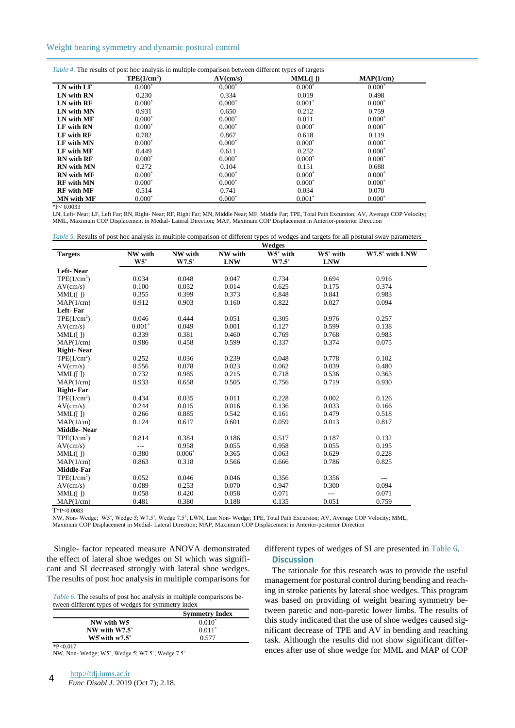*Table 4.* The results of post hoc analysis in multiple comparison between different types of targets

| | TPE($1/cm^2$) | AV(cm/s) | MML([ ]) | MAP(1/cm) |
|---|---|---|---|---|
| **LN with LF** | 0.000* | 0.000* | 0.000* | 0.000* |
| **LN with RN** | 0.230 | 0.334 | 0.019 | 0.498 |
| **LN with RF** | 0.000* | 0.000* | 0.001* | 0.000* |
| **LN with MN** | 0.931 | 0.650 | 0.212 | 0.759 |
| **LN with MF** | 0.000* | 0.000* | 0.011 | 0.000* |
| **LF with RN** | 0.000* | 0.000* | 0.000* | 0.000* |
| **LF with RF** | 0.782 | 0.867 | 0.618 | 0.119 |
| **LF with MN** | 0.000* | 0.000* | 0.000* | 0.000* |
| **LF with MF** | 0.449 | 0.611 | 0.252 | 0.000* |
| **RN with RF** | 0.000* | 0.000* | 0.000* | 0.000* |
| **RN with MN** | 0.272 | 0.104 | 0.151 | 0.688 |
| **RN with MF** | 0.000* | 0.000* | 0.000* | 0.000* |
| **RF with MN** | 0.000* | 0.000* | 0.000* | 0.000* |
| **RF with MF** | 0.514 | 0.741 | 0.034 | 0.070 |
| **MN with MF** | 0.000* | 0.000* | 0.001* | 0.000* |

*P< 0.0033

LN, Left- Near; LF, Left Far; RN, Right- Near; RF, Right Far; MN, Middle Near; MF, Middle Far; TPE, Total Path Excursion; AV, Average COP Velocity; MML, Maximum COP Displacement in Medial- Lateral Direction; MAP, Maximum COP Displacement in Anterior-posterior Direction

*Table 5.* Results of post hoc analysis in multiple comparison of different types of wedges and targets for all postural sway parameters

| | Wedges | | | | | |
|---|---|---|---|---|---|---|
| **Targets** | **NW with W5°** | **NW with W7.5°** | **NW with LNW** | **W5° with W7.5°** | **W5° with LNW** | **W7.5° with LNW** |
| **Left- Near** | | | | | | |
| TPE($1/cm^2$) | 0.034 | 0.048 | 0.047 | 0.734 | 0.694 | 0.916 |
| AV(cm/s) | 0.100 | 0.052 | 0.014 | 0.625 | 0.175 | 0.374 |
| MML([ ]) | 0.355 | 0.399 | 0.373 | 0.848 | 0.841 | 0.983 |
| MAP(1/cm) | 0.912 | 0.903 | 0.160 | 0.822 | 0.027 | 0.094 |
| **Left- Far** | | | | | | |
| TPE($1/cm^2$) | 0.046 | 0.444 | 0.051 | 0.305 | 0.976 | 0.257 |
| AV(cm/s) | 0.001* | 0.049 | 0.001 | 0.127 | 0.599 | 0.138 |
| MML([ ]) | 0.339 | 0.381 | 0.460 | 0.769 | 0.768 | 0.983 |
| MAP(1/cm) | 0.986 | 0.458 | 0.599 | 0.337 | 0.374 | 0.075 |
| **Right- Near** | | | | | | |
| TPE($1/cm^2$) | 0.252 | 0.036 | 0.239 | 0.048 | 0.778 | 0.102 |
| AV(cm/s) | 0.556 | 0.078 | 0.023 | 0.062 | 0.039 | 0.480 |
| MML([ ]) | 0.732 | 0.985 | 0.215 | 0.718 | 0.536 | 0.363 |
| MAP(1/cm) | 0.933 | 0.658 | 0.505 | 0.756 | 0.719 | 0.930 |
| **Right- Far** | | | | | | |
| TPE($1/cm^2$) | 0.434 | 0.035 | 0.011 | 0.228 | 0.002 | 0.126 |
| AV(cm/s) | 0.244 | 0.015 | 0.016 | 0.136 | 0.033 | 0.166 |
| MML([ ]) | 0.266 | 0.885 | 0.542 | 0.161 | 0.479 | 0.518 |
| MAP(1/cm) | 0.124 | 0.617 | 0.601 | 0.059 | 0.013 | 0.817 |
| **Middle- Near** | | | | | | |
| TPE($1/cm^2$) | 0.814 | 0.384 | 0.186 | 0.517 | 0.187 | 0.132 |
| AV(cm/s) | --- | 0.958 | 0.055 | 0.958 | 0.055 | 0.195 |
| MML([ ]) | 0.380 | 0.006* | 0.365 | 0.063 | 0.629 | 0.228 |
| MAP(1/cm) | 0.863 | 0.318 | 0.566 | 0.666 | 0.786 | 0.825 |
| **Middle-Far** | | | | | | |
| TPE($1/cm^2$) | 0.052 | 0.046 | 0.046 | 0.356 | 0.356 | --- |
| AV(cm/s) | 0.089 | 0.253 | 0.070 | 0.947 | 0.300 | 0.094 |
| MML([ ]) | 0.058 | 0.420 | 0.058 | 0.071 | --- | 0.071 |
| MAP(1/cm) | 0.481 | 0.380 | 0.188 | 0.135 | 0.051 | 0.759 |

T*P<0.0083

NW, Non- Wedge; W5°, Wedge 5°; W7.5°, Wedge 7.5°; LWN, Last Non- Wedge; TPE, Total Path Excursion; AV, Average COP Velocity; MML, Maximum COP Displacement in Medial- Lateral Direction; MAP, Maximum COP Displacement in Anterior-posterior Direction

Single- factor repeated measure ANOVA demonstrated the effect of lateral shoe wedges on SI which was significant and SI decreased strongly with lateral shoe wedges. The results of post hoc analysis in multiple comparisons for different types of wedges of SI are presented in Table 6.

*Table 6.* The results of post hoc analysis in multiple comparisons between different types of wedges for symmetry index

| | Symmetry Index |
|---|---|
| **NW with W5°** | 0.010* |
| **NW with W7.5°** | 0.011* |
| **W5° with w7.5°** | 0.577 |

*P<0.017

NW, Non- Wedge; W5°, Wedge 5°; W7.5°, Wedge 7.5°

## Discussion

The rationale for this research was to provide the useful management for postural control during bending and reaching in stroke patients by lateral shoe wedges. This program was based on providing of weight bearing symmetry between paretic and non-paretic lower limbs. The results of this study indicated that the use of shoe wedges caused significant decrease of TPE and AV in bending and reaching task. Although the results did not show significant differences after use of shoe wedge for MML and MAP of COP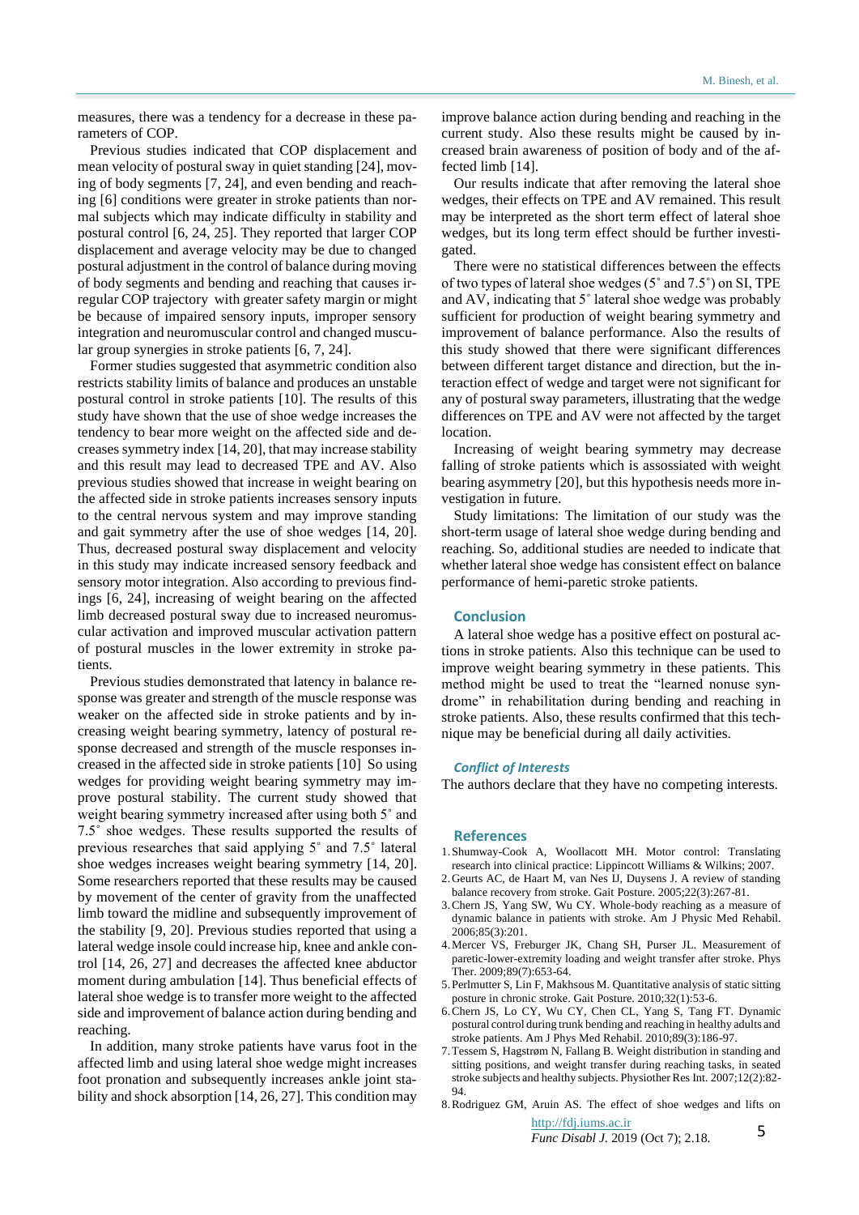measures, there was a tendency for a decrease in these parameters of COP.

Previous studies indicated that COP displacement and mean velocity of postural sway in quiet standing [24], moving of body segments [7, 24], and even bending and reaching [6] conditions were greater in stroke patients than normal subjects which may indicate difficulty in stability and postural control [6, 24, 25]. They reported that larger COP displacement and average velocity may be due to changed postural adjustment in the control of balance during moving of body segments and bending and reaching that causes irregular COP trajectory with greater safety margin or might be because of impaired sensory inputs, improper sensory integration and neuromuscular control and changed muscular group synergies in stroke patients [6, 7, 24].

Former studies suggested that asymmetric condition also restricts stability limits of balance and produces an unstable postural control in stroke patients [10]. The results of this study have shown that the use of shoe wedge increases the tendency to bear more weight on the affected side and decreases symmetry index [14, 20], that may increase stability and this result may lead to decreased TPE and AV. Also previous studies showed that increase in weight bearing on the affected side in stroke patients increases sensory inputs to the central nervous system and may improve standing and gait symmetry after the use of shoe wedges [14, 20]. Thus, decreased postural sway displacement and velocity in this study may indicate increased sensory feedback and sensory motor integration. Also according to previous findings [6, 24], increasing of weight bearing on the affected limb decreased postural sway due to increased neuromuscular activation and improved muscular activation pattern of postural muscles in the lower extremity in stroke patients.

Previous studies demonstrated that latency in balance response was greater and strength of the muscle response was weaker on the affected side in stroke patients and by increasing weight bearing symmetry, latency of postural response decreased and strength of the muscle responses increased in the affected side in stroke patients [10] So using wedges for providing weight bearing symmetry may improve postural stability. The current study showed that weight bearing symmetry increased after using both 5˚ and 7.5˚ shoe wedges. These results supported the results of previous researches that said applying 5˚ and 7.5˚ lateral shoe wedges increases weight bearing symmetry [14, 20]. Some researchers reported that these results may be caused by movement of the center of gravity from the unaffected limb toward the midline and subsequently improvement of the stability [9, 20]. Previous studies reported that using a lateral wedge insole could increase hip, knee and ankle control [14, 26, 27] and decreases the affected knee abductor moment during ambulation [14]. Thus beneficial effects of lateral shoe wedge is to transfer more weight to the affected side and improvement of balance action during bending and reaching.

In addition, many stroke patients have varus foot in the affected limb and using lateral shoe wedge might increases foot pronation and subsequently increases ankle joint stability and shock absorption [14, 26, 27]. This condition may improve balance action during bending and reaching in the current study. Also these results might be caused by increased brain awareness of position of body and of the affected limb [14].

Our results indicate that after removing the lateral shoe wedges, their effects on TPE and AV remained. This result may be interpreted as the short term effect of lateral shoe wedges, but its long term effect should be further investigated.

There were no statistical differences between the effects of two types of lateral shoe wedges (5˚ and 7.5˚) on SI, TPE and AV, indicating that 5˚ lateral shoe wedge was probably sufficient for production of weight bearing symmetry and improvement of balance performance. Also the results of this study showed that there were significant differences between different target distance and direction, but the interaction effect of wedge and target were not significant for any of postural sway parameters, illustrating that the wedge differences on TPE and AV were not affected by the target location.

Increasing of weight bearing symmetry may decrease falling of stroke patients which is assossiated with weight bearing asymmetry [20], but this hypothesis needs more investigation in future.

Study limitations: The limitation of our study was the short-term usage of lateral shoe wedge during bending and reaching. So, additional studies are needed to indicate that whether lateral shoe wedge has consistent effect on balance performance of hemi-paretic stroke patients.

## Conclusion

A lateral shoe wedge has a positive effect on postural actions in stroke patients. Also this technique can be used to improve weight bearing symmetry in these patients. This method might be used to treat the "learned nonuse syndrome" in rehabilitation during bending and reaching in stroke patients. Also, these results confirmed that this technique may be beneficial during all daily activities.

### *Conflict of Interests*

The authors declare that they have no competing interests.

## References

1. Shumway-Cook A, Woollacott MH. Motor control: Translating research into clinical practice: Lippincott Williams & Wilkins; 2007.
2. Geurts AC, de Haart M, van Nes IJ, Duysens J. A review of standing balance recovery from stroke. Gait Posture. 2005;22(3):267-81.
3. Chern JS, Yang SW, Wu CY. Whole-body reaching as a measure of dynamic balance in patients with stroke. Am J Physic Med Rehabil. 2006;85(3):201.
4. Mercer VS, Freburger JK, Chang SH, Purser JL. Measurement of paretic-lower-extremity loading and weight transfer after stroke. Phys Ther. 2009;89(7):653-64.
5. Perlmutter S, Lin F, Makhsous M. Quantitative analysis of static sitting posture in chronic stroke. Gait Posture. 2010;32(1):53-6.
6. Chern JS, Lo CY, Wu CY, Chen CL, Yang S, Tang FT. Dynamic postural control during trunk bending and reaching in healthy adults and stroke patients. Am J Phys Med Rehabil. 2010;89(3):186-97.
7. Tessem S, Hagstrøm N, Fallang B. Weight distribution in standing and sitting positions, and weight transfer during reaching tasks, in seated stroke subjects and healthy subjects. Physiother Res Int. 2007;12(2):82-94.
8. Rodriguez GM, Aruin AS. The effect of shoe wedges and lifts on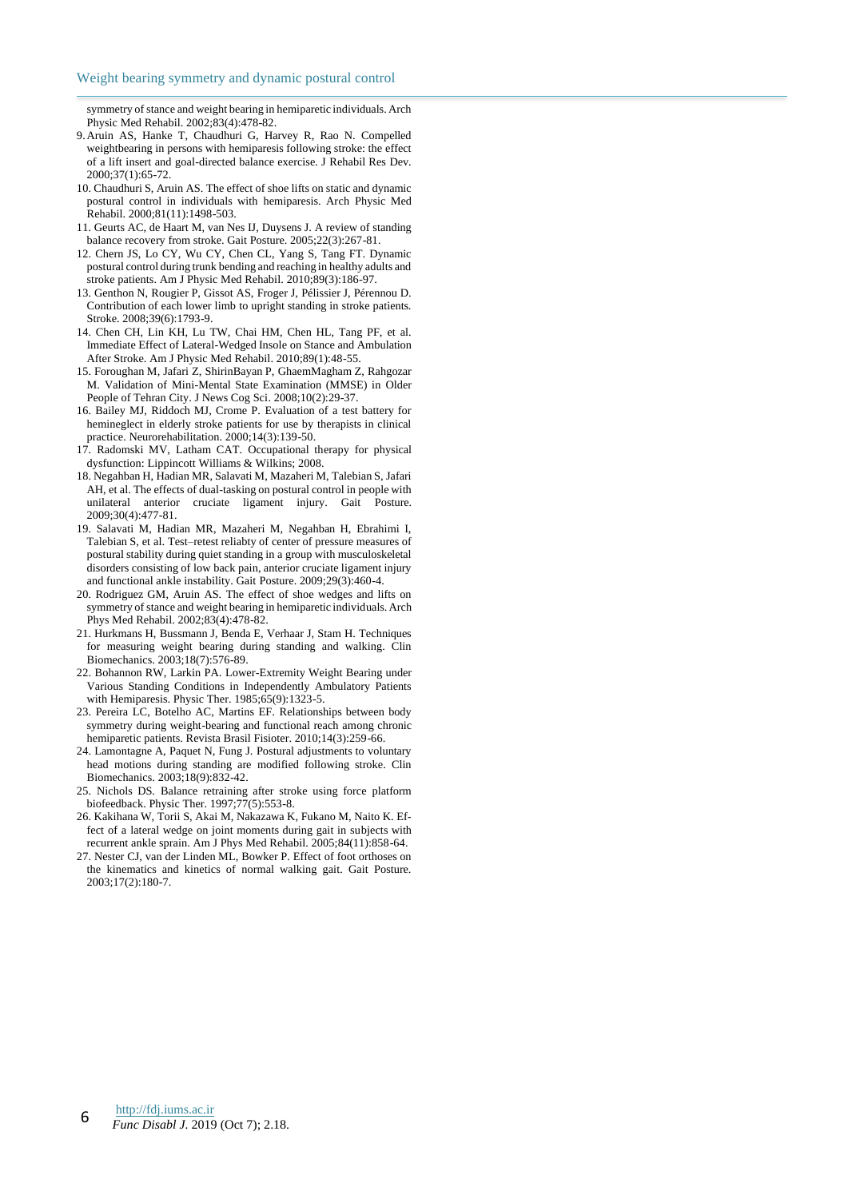symmetry of stance and weight bearing in hemiparetic individuals. Arch Physic Med Rehabil. 2002;83(4):478-82.

9. Aruin AS, Hanke T, Chaudhuri G, Harvey R, Rao N. Compelled weightbearing in persons with hemiparesis following stroke: the effect of a lift insert and goal-directed balance exercise. J Rehabil Res Dev. 2000;37(1):65-72.
10. Chaudhuri S, Aruin AS. The effect of shoe lifts on static and dynamic postural control in individuals with hemiparesis. Arch Physic Med Rehabil. 2000;81(11):1498-503.
11. Geurts AC, de Haart M, van Nes IJ, Duysens J. A review of standing balance recovery from stroke. Gait Posture. 2005;22(3):267-81.
12. Chern JS, Lo CY, Wu CY, Chen CL, Yang S, Tang FT. Dynamic postural control during trunk bending and reaching in healthy adults and stroke patients. Am J Physic Med Rehabil. 2010;89(3):186-97.
13. Genthon N, Rougier P, Gissot AS, Froger J, Pélissier J, Pérennou D. Contribution of each lower limb to upright standing in stroke patients. Stroke. 2008;39(6):1793-9.
14. Chen CH, Lin KH, Lu TW, Chai HM, Chen HL, Tang PF, et al. Immediate Effect of Lateral-Wedged Insole on Stance and Ambulation After Stroke. Am J Physic Med Rehabil. 2010;89(1):48-55.
15. Foroughan M, Jafari Z, ShirinBayan P, GhaemMagham Z, Rahgozar M. Validation of Mini-Mental State Examination (MMSE) in Older People of Tehran City. J News Cog Sci. 2008;10(2):29-37.
16. Bailey MJ, Riddoch MJ, Crome P. Evaluation of a test battery for hemineglect in elderly stroke patients for use by therapists in clinical practice. Neurorehabilitation. 2000;14(3):139-50.
17. Radomski MV, Latham CAT. Occupational therapy for physical dysfunction: Lippincott Williams & Wilkins; 2008.
18. Negahban H, Hadian MR, Salavati M, Mazaheri M, Talebian S, Jafari AH, et al. The effects of dual-tasking on postural control in people with unilateral anterior cruciate ligament injury. Gait Posture. 2009;30(4):477-81.
19. Salavati M, Hadian MR, Mazaheri M, Negahban H, Ebrahimi I, Talebian S, et al. Test–retest reliabty of center of pressure measures of postural stability during quiet standing in a group with musculoskeletal disorders consisting of low back pain, anterior cruciate ligament injury and functional ankle instability. Gait Posture. 2009;29(3):460-4.
20. Rodriguez GM, Aruin AS. The effect of shoe wedges and lifts on symmetry of stance and weight bearing in hemiparetic individuals. Arch Phys Med Rehabil. 2002;83(4):478-82.
21. Hurkmans H, Bussmann J, Benda E, Verhaar J, Stam H. Techniques for measuring weight bearing during standing and walking. Clin Biomechanics. 2003;18(7):576-89.
22. Bohannon RW, Larkin PA. Lower-Extremity Weight Bearing under Various Standing Conditions in Independently Ambulatory Patients with Hemiparesis. Physic Ther. 1985;65(9):1323-5.
23. Pereira LC, Botelho AC, Martins EF. Relationships between body symmetry during weight-bearing and functional reach among chronic hemiparetic patients. Revista Brasil Fisioter. 2010;14(3):259-66.
24. Lamontagne A, Paquet N, Fung J. Postural adjustments to voluntary head motions during standing are modified following stroke. Clin Biomechanics. 2003;18(9):832-42.
25. Nichols DS. Balance retraining after stroke using force platform biofeedback. Physic Ther. 1997;77(5):553-8.
26. Kakihana W, Torii S, Akai M, Nakazawa K, Fukano M, Naito K. Effect of a lateral wedge on joint moments during gait in subjects with recurrent ankle sprain. Am J Phys Med Rehabil. 2005;84(11):858-64.
27. Nester CJ, van der Linden ML, Bowker P. Effect of foot orthoses on the kinematics and kinetics of normal walking gait. Gait Posture. 2003;17(2):180-7.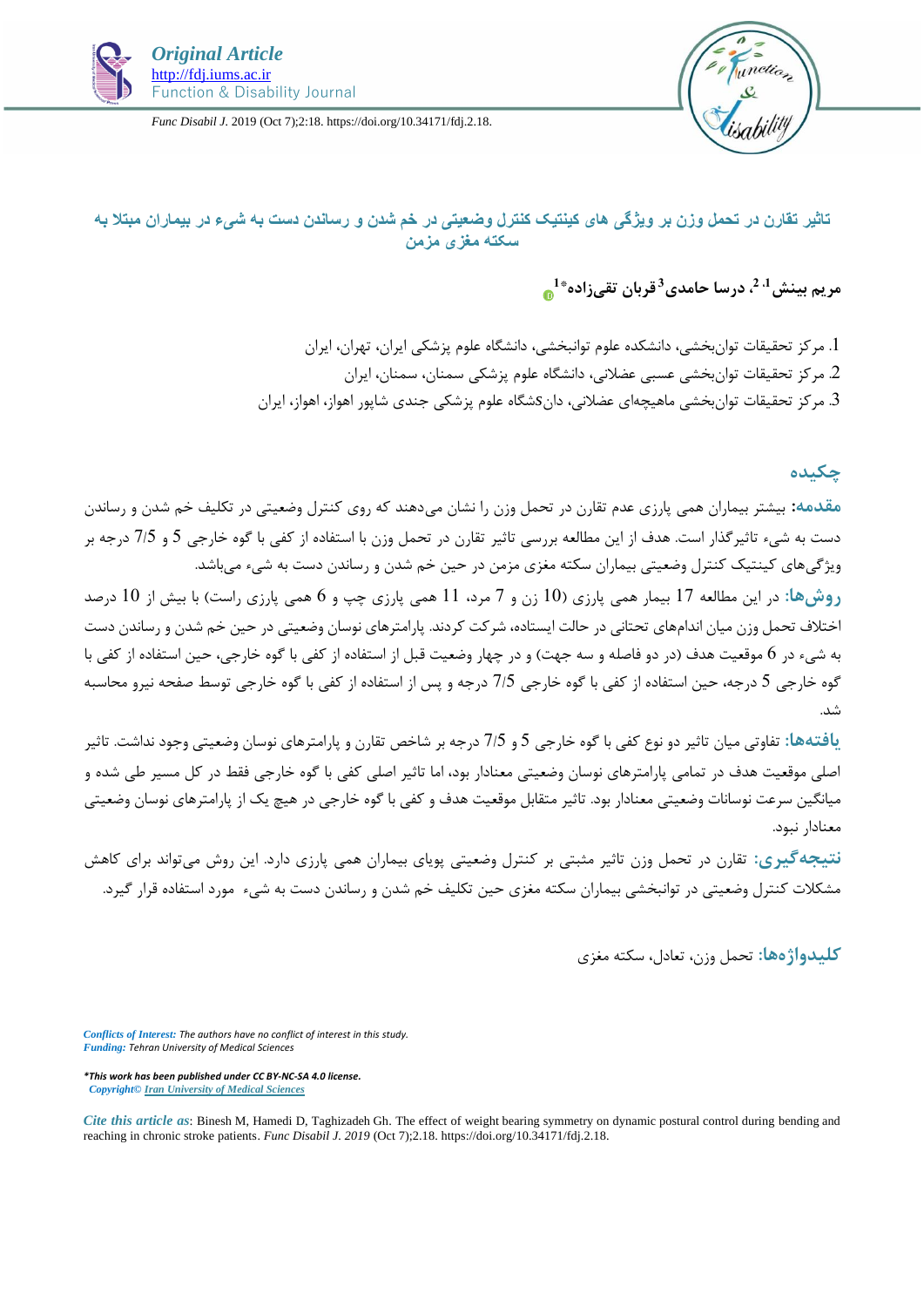**Original Article**
http://fdj.iums.ac.ir
Function & Disability Journal

*Func Disabil J.* 2019 (Oct 7);2:18. https://doi.org/10.34171/fdj.2.18.

# تاثیر تقارن در تحمل وزن بر ویژگی های کینتیک کنترل وضعیتی در خم شدن و رساندن دست به شیء در بیماران مبتلا به سکته مغزی مزمن

**مریم بینش[1, 2]، درسا حامدی[3] قربان تقی‌زاده[1]***

1. مرکز تحقیقات توان‌بخشی، دانشکده علوم توانبخشی، دانشگاه علوم پزشکی ایران، تهران، ایران
2. مرکز تحقیقات توان‌بخشی عصبی عضلانی، دانشگاه علوم پزشکی سمنان، سمنان، ایران
3. مرکز تحقیقات توان‌بخشی ماهیچه‌ای عضلانی، دانsگاه علوم پزشکی جندی شاپور اهواز، اهواز، ایران

## چکیده

**مقدمه:** بیشتر بیماران همی پارزی عدم تقارن در تحمل وزن را نشان می‌دهند که روی کنترل وضعیتی در تکلیف خم شدن و رساندن دست به شیء تاثیرگذار است. هدف از این مطالعه بررسی تاثیر تقارن در تحمل وزن با استفاده از کفی با گوه خارجی 5 و 7/5 درجه بر ویژگی‌های کینتیک کنترل وضعیتی بیماران سکته مغزی مزمن در حین خم شدن و رساندن دست به شیء می‌باشد.

**روش‌ها:** در این مطالعه 17 بیمار همی پارزی (10 زن و 7 مرد، 11 همی پارزی چپ و 6 همی پارزی راست) با بیش از 10 درصد اختلاف تحمل وزن میان اندام‌های تحتانی در حالت ایستاده، شرکت کردند. پارامترهای نوسان وضعیتی در حین خم شدن و رساندن دست به شیء در 6 موقعیت هدف (در دو فاصله و سه جهت) و در چهار وضعیت قبل از استفاده از کفی با گوه خارجی، حین استفاده از کفی با گوه خارجی 5 درجه، حین استفاده از کفی با گوه خارجی 7/5 درجه و پس از استفاده از کفی با گوه خارجی توسط صفحه نیرو محاسبه شد.

**یافته‌ها:** تفاوتی میان تاثیر دو نوع کفی با گوه خارجی 5 و 7/5 درجه بر شاخص تقارن و پارامترهای نوسان وضعیتی وجود نداشت. تاثیر اصلی موقعیت هدف در تمامی پارامترهای نوسان وضعیتی معنادار بود، اما تاثیر اصلی کفی با گوه خارجی فقط در کل مسیر طی شده و میانگین سرعت نوسانات وضعیتی معنادار بود. تاثیر متقابل موقعیت هدف و کفی با گوه خارجی در هیچ یک از پارامترهای نوسان وضعیتی معنادار نبود.

**نتیجه‌گیری:** تقارن در تحمل وزن تاثیر مثبتی بر کنترل وضعیتی پویای بیماران همی پارزی دارد. این روش می‌تواند برای کاهش مشکلات کنترل وضعیتی در توانبخشی بیماران سکته مغزی حین تکلیف خم شدن و رساندن دست به شیء مورد استفاده قرار گیرد.

**کلیدواژه‌ها:** تحمل وزن، تعادل، سکته مغزی

*Conflicts of Interest:* *The authors have no conflict of interest in this study.*
*Funding:* *Tehran University of Medical Sciences*

***This work has been published under CC BY-NC-SA 4.0 license.***
*Copyright© Iran University of Medical Sciences*

*Cite this article as*: Binesh M, Hamedi D, Taghizadeh Gh. The effect of weight bearing symmetry on dynamic postural control during bending and reaching in chronic stroke patients. *Func Disabil J. 2019* (Oct 7);2.18. https://doi.org/10.34171/fdj.2.18.